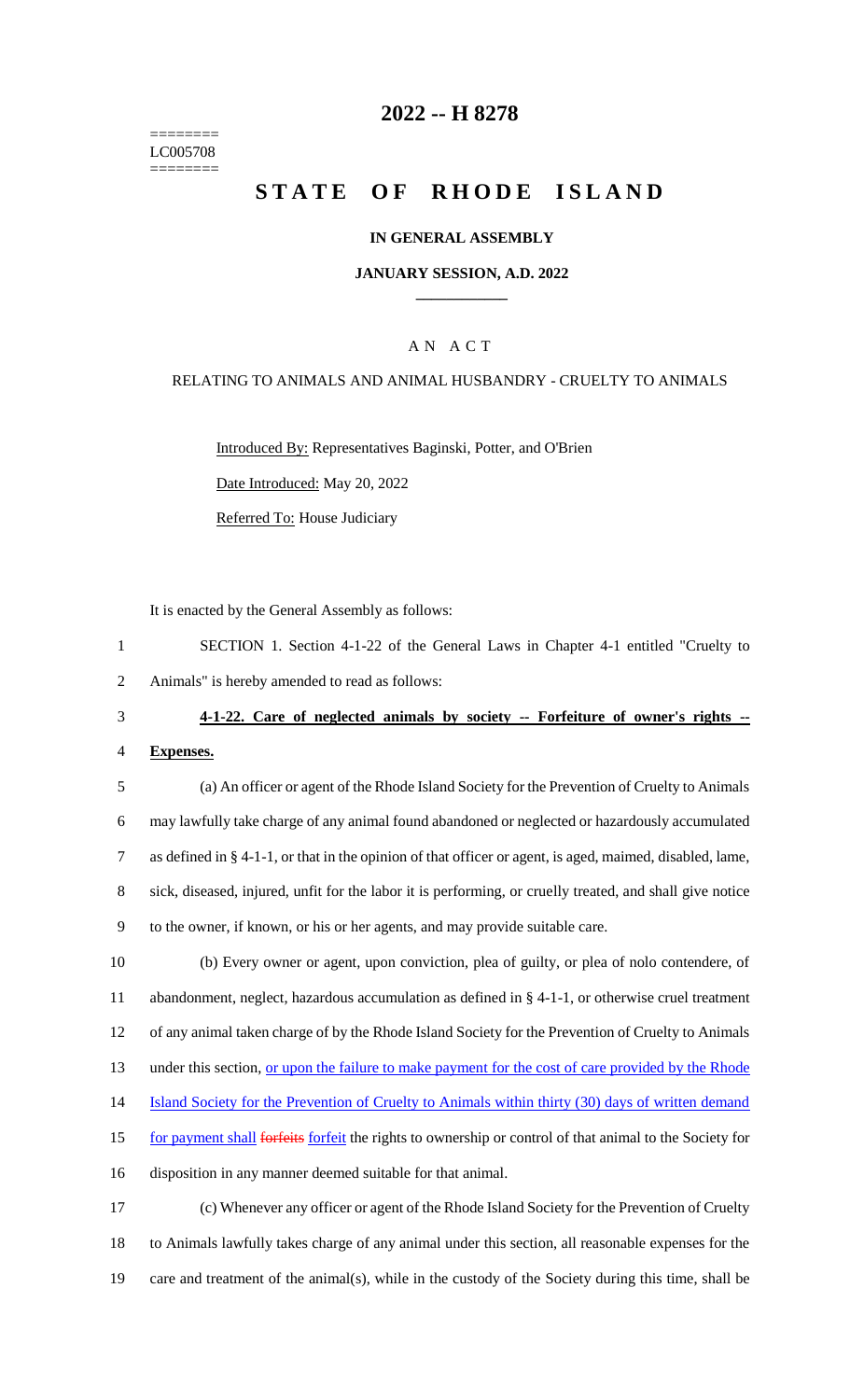========
LC005708
========

# 2022 -- H 8278

# STATE OF RHODE ISLAND

## IN GENERAL ASSEMBLY

### JANUARY SESSION, A.D. 2022

____________

A N A C T

RELATING TO ANIMALS AND ANIMAL HUSBANDRY - CRUELTY TO ANIMALS

Introduced By: Representatives Baginski, Potter, and O'Brien

Date Introduced: May 20, 2022

Referred To: House Judiciary

It is enacted by the General Assembly as follows:

1 SECTION 1. Section 4-1-22 of the General Laws in Chapter 4-1 entitled "Cruelty to
2 Animals" is hereby amended to read as follows:

3 **4-1-22. Care of neglected animals by society -- Forfeiture of owner's rights --**
4 **Expenses.**

5 (a) An officer or agent of the Rhode Island Society for the Prevention of Cruelty to Animals
6 may lawfully take charge of any animal found abandoned or neglected or hazardously accumulated
7 as defined in § 4-1-1, or that in the opinion of that officer or agent, is aged, maimed, disabled, lame,
8 sick, diseased, injured, unfit for the labor it is performing, or cruelly treated, and shall give notice
9 to the owner, if known, or his or her agents, and may provide suitable care.

10 (b) Every owner or agent, upon conviction, plea of guilty, or plea of nolo contendere, of
11 abandonment, neglect, hazardous accumulation as defined in § 4-1-1, or otherwise cruel treatment
12 of any animal taken charge of by the Rhode Island Society for the Prevention of Cruelty to Animals
13 under this section, or upon the failure to make payment for the cost of care provided by the Rhode
14 Island Society for the Prevention of Cruelty to Animals within thirty (30) days of written demand
15 for payment shall ~~forfeits~~ forfeit the rights to ownership or control of that animal to the Society for
16 disposition in any manner deemed suitable for that animal.

17 (c) Whenever any officer or agent of the Rhode Island Society for the Prevention of Cruelty
18 to Animals lawfully takes charge of any animal under this section, all reasonable expenses for the
19 care and treatment of the animal(s), while in the custody of the Society during this time, shall be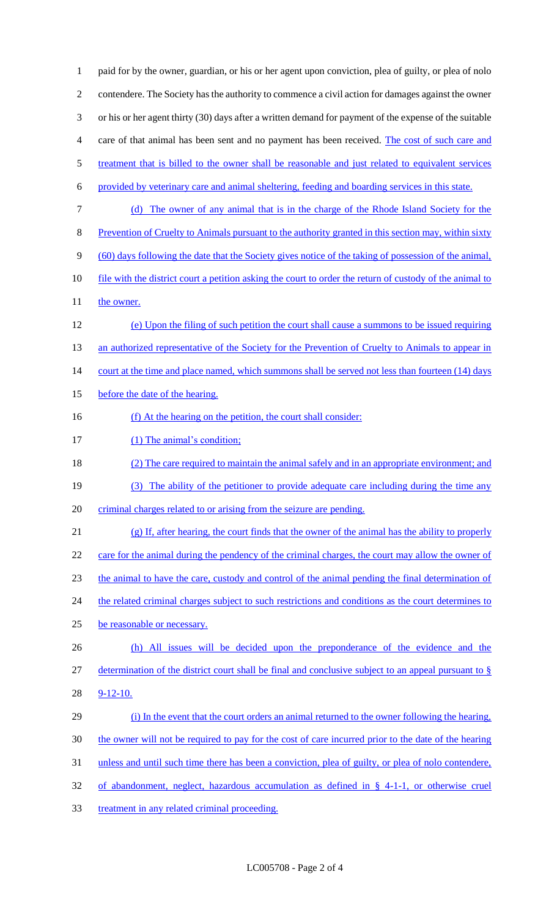paid for by the owner, guardian, or his or her agent upon conviction, plea of guilty, or plea of nolo contendere. The Society has the authority to commence a civil action for damages against the owner or his or her agent thirty (30) days after a written demand for payment of the expense of the suitable care of that animal has been sent and no payment has been received. The cost of such care and treatment that is billed to the owner shall be reasonable and just related to equivalent services provided by veterinary care and animal sheltering, feeding and boarding services in this state.

(d) The owner of any animal that is in the charge of the Rhode Island Society for the Prevention of Cruelty to Animals pursuant to the authority granted in this section may, within sixty (60) days following the date that the Society gives notice of the taking of possession of the animal, file with the district court a petition asking the court to order the return of custody of the animal to the owner.

(e) Upon the filing of such petition the court shall cause a summons to be issued requiring an authorized representative of the Society for the Prevention of Cruelty to Animals to appear in court at the time and place named, which summons shall be served not less than fourteen (14) days before the date of the hearing.

(f) At the hearing on the petition, the court shall consider:

(1) The animal's condition;

(2) The care required to maintain the animal safely and in an appropriate environment; and

(3) The ability of the petitioner to provide adequate care including during the time any criminal charges related to or arising from the seizure are pending.

(g) If, after hearing, the court finds that the owner of the animal has the ability to properly care for the animal during the pendency of the criminal charges, the court may allow the owner of the animal to have the care, custody and control of the animal pending the final determination of the related criminal charges subject to such restrictions and conditions as the court determines to be reasonable or necessary.

(h) All issues will be decided upon the preponderance of the evidence and the determination of the district court shall be final and conclusive subject to an appeal pursuant to § 9-12-10.

(i) In the event that the court orders an animal returned to the owner following the hearing, the owner will not be required to pay for the cost of care incurred prior to the date of the hearing unless and until such time there has been a conviction, plea of guilty, or plea of nolo contendere, of abandonment, neglect, hazardous accumulation as defined in § 4-1-1, or otherwise cruel treatment in any related criminal proceeding.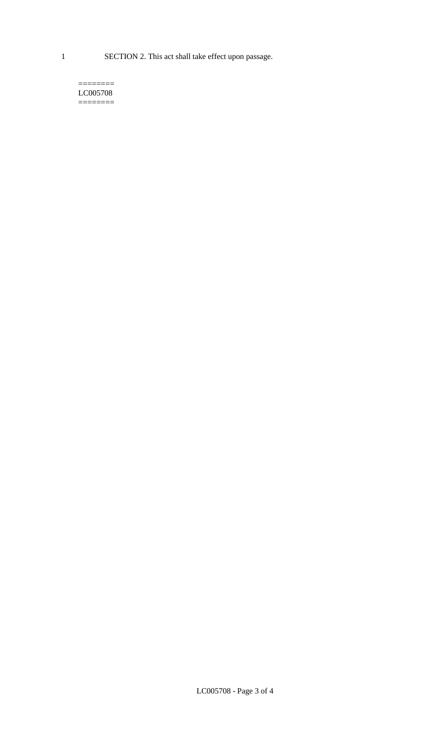1 SECTION 2. This act shall take effect upon passage.

========
LC005708
========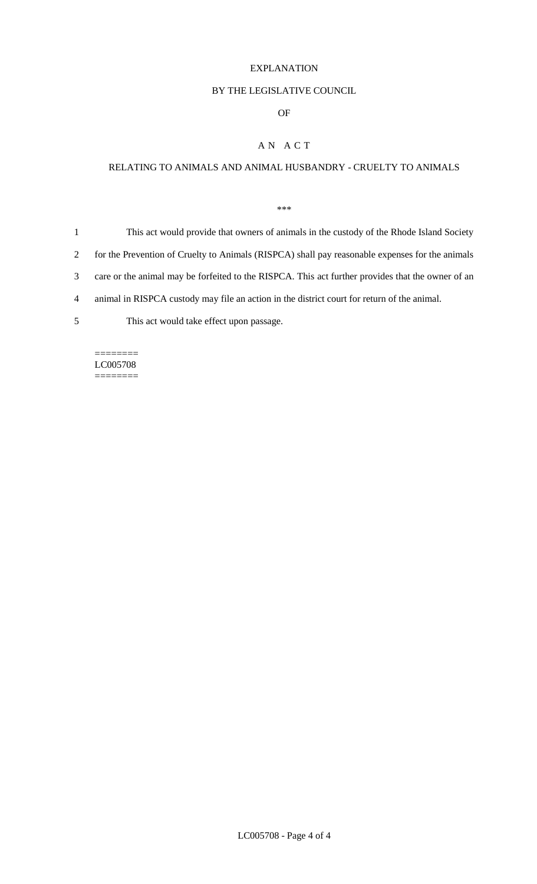EXPLANATION

BY THE LEGISLATIVE COUNCIL

OF

A N A C T

RELATING TO ANIMALS AND ANIMAL HUSBANDRY - CRUELTY TO ANIMALS

\*\*\*

This act would provide that owners of animals in the custody of the Rhode Island Society for the Prevention of Cruelty to Animals (RISPCA) shall pay reasonable expenses for the animals care or the animal may be forfeited to the RISPCA. This act further provides that the owner of an animal in RISPCA custody may file an action in the district court for return of the animal.

This act would take effect upon passage.

========
LC005708
========